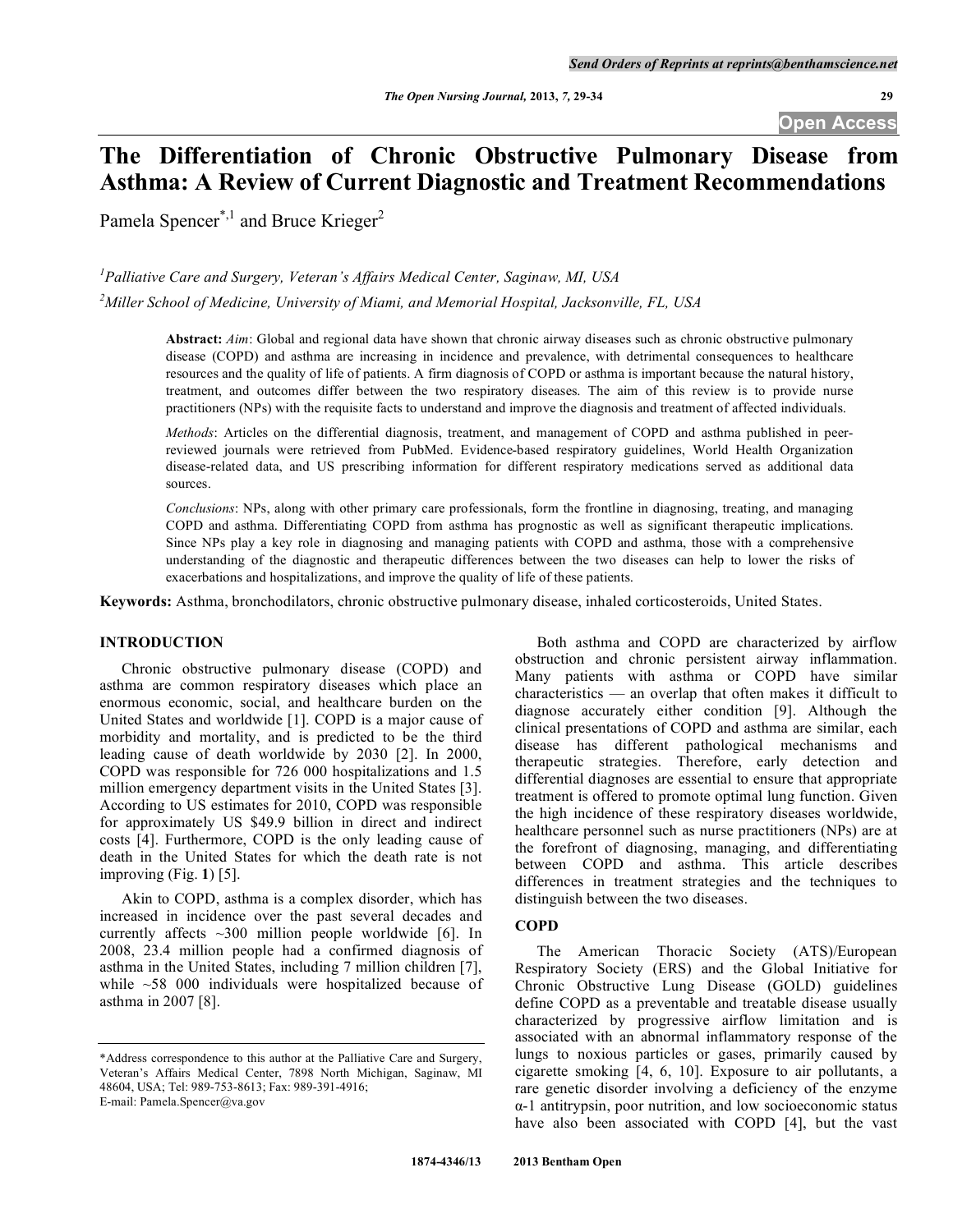# The Differentiation of Chronic Obstructive Pulmonary Disease from Asthma: A Review of Current Diagnostic and Treatment Recommendations

Pamela Spencer[*,1] and Bruce Krieger[2]

[1]*Palliative Care and Surgery, Veteran's Affairs Medical Center, Saginaw, MI, USA*

[2]*Miller School of Medicine, University of Miami, and Memorial Hospital, Jacksonville, FL, USA*

**Abstract:** *Aim*: Global and regional data have shown that chronic airway diseases such as chronic obstructive pulmonary disease (COPD) and asthma are increasing in incidence and prevalence, with detrimental consequences to healthcare resources and the quality of life of patients. A firm diagnosis of COPD or asthma is important because the natural history, treatment, and outcomes differ between the two respiratory diseases. The aim of this review is to provide nurse practitioners (NPs) with the requisite facts to understand and improve the diagnosis and treatment of affected individuals.

*Methods*: Articles on the differential diagnosis, treatment, and management of COPD and asthma published in peer-reviewed journals were retrieved from PubMed. Evidence-based respiratory guidelines, World Health Organization disease-related data, and US prescribing information for different respiratory medications served as additional data sources.

*Conclusions*: NPs, along with other primary care professionals, form the frontline in diagnosing, treating, and managing COPD and asthma. Differentiating COPD from asthma has prognostic as well as significant therapeutic implications. Since NPs play a key role in diagnosing and managing patients with COPD and asthma, those with a comprehensive understanding of the diagnostic and therapeutic differences between the two diseases can help to lower the risks of exacerbations and hospitalizations, and improve the quality of life of these patients.

**Keywords:** Asthma, bronchodilators, chronic obstructive pulmonary disease, inhaled corticosteroids, United States.

## INTRODUCTION

Chronic obstructive pulmonary disease (COPD) and asthma are common respiratory diseases which place an enormous economic, social, and healthcare burden on the United States and worldwide [1]. COPD is a major cause of morbidity and mortality, and is predicted to be the third leading cause of death worldwide by 2030 [2]. In 2000, COPD was responsible for 726 000 hospitalizations and 1.5 million emergency department visits in the United States [3]. According to US estimates for 2010, COPD was responsible for approximately US $49.9 billion in direct and indirect costs [4]. Furthermore, COPD is the only leading cause of death in the United States for which the death rate is not improving (Fig. **1**) [5].

Akin to COPD, asthma is a complex disorder, which has increased in incidence over the past several decades and currently affects ~300 million people worldwide [6]. In 2008, 23.4 million people had a confirmed diagnosis of asthma in the United States, including 7 million children [7], while ~58 000 individuals were hospitalized because of asthma in 2007 [8].

Both asthma and COPD are characterized by airflow obstruction and chronic persistent airway inflammation. Many patients with asthma or COPD have similar characteristics — an overlap that often makes it difficult to diagnose accurately either condition [9]. Although the clinical presentations of COPD and asthma are similar, each disease has different pathological mechanisms and therapeutic strategies. Therefore, early detection and differential diagnoses are essential to ensure that appropriate treatment is offered to promote optimal lung function. Given the high incidence of these respiratory diseases worldwide, healthcare personnel such as nurse practitioners (NPs) are at the forefront of diagnosing, managing, and differentiating between COPD and asthma. This article describes differences in treatment strategies and the techniques to distinguish between the two diseases.

## COPD

The American Thoracic Society (ATS)/European Respiratory Society (ERS) and the Global Initiative for Chronic Obstructive Lung Disease (GOLD) guidelines define COPD as a preventable and treatable disease usually characterized by progressive airflow limitation and is associated with an abnormal inflammatory response of the lungs to noxious particles or gases, primarily caused by cigarette smoking [4, 6, 10]. Exposure to air pollutants, a rare genetic disorder involving a deficiency of the enzyme α-1 antitrypsin, poor nutrition, and low socioeconomic status have also been associated with COPD [4], but the vast

\*Address correspondence to this author at the Palliative Care and Surgery, Veteran's Affairs Medical Center, 7898 North Michigan, Saginaw, MI 48604, USA; Tel: 989-753-8613; Fax: 989-391-4916; E-mail: Pamela.Spencer@va.gov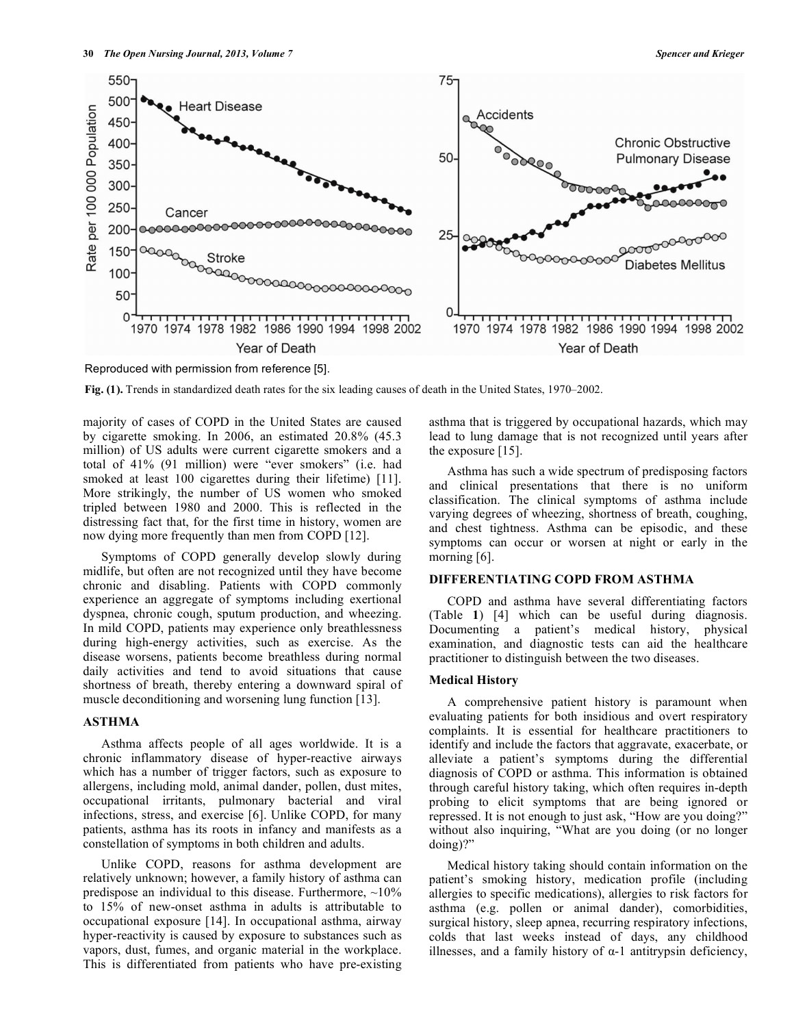Reproduced with permission from reference [5].

**Fig. (1).** Trends in standardized death rates for the six leading causes of death in the United States, 1970–2002.

majority of cases of COPD in the United States are caused by cigarette smoking. In 2006, an estimated 20.8% (45.3 million) of US adults were current cigarette smokers and a total of 41% (91 million) were "ever smokers" (i.e. had smoked at least 100 cigarettes during their lifetime) [11]. More strikingly, the number of US women who smoked tripled between 1980 and 2000. This is reflected in the distressing fact that, for the first time in history, women are now dying more frequently than men from COPD [12].

Symptoms of COPD generally develop slowly during midlife, but often are not recognized until they have become chronic and disabling. Patients with COPD commonly experience an aggregate of symptoms including exertional dyspnea, chronic cough, sputum production, and wheezing. In mild COPD, patients may experience only breathlessness during high-energy activities, such as exercise. As the disease worsens, patients become breathless during normal daily activities and tend to avoid situations that cause shortness of breath, thereby entering a downward spiral of muscle deconditioning and worsening lung function [13].

## ASTHMA

Asthma affects people of all ages worldwide. It is a chronic inflammatory disease of hyper-reactive airways which has a number of trigger factors, such as exposure to allergens, including mold, animal dander, pollen, dust mites, occupational irritants, pulmonary bacterial and viral infections, stress, and exercise [6]. Unlike COPD, for many patients, asthma has its roots in infancy and manifests as a constellation of symptoms in both children and adults.

Unlike COPD, reasons for asthma development are relatively unknown; however, a family history of asthma can predispose an individual to this disease. Furthermore, ~10% to 15% of new-onset asthma in adults is attributable to occupational exposure [14]. In occupational asthma, airway hyper-reactivity is caused by exposure to substances such as vapors, dust, fumes, and organic material in the workplace. This is differentiated from patients who have pre-existing asthma that is triggered by occupational hazards, which may lead to lung damage that is not recognized until years after the exposure [15].

Asthma has such a wide spectrum of predisposing factors and clinical presentations that there is no uniform classification. The clinical symptoms of asthma include varying degrees of wheezing, shortness of breath, coughing, and chest tightness. Asthma can be episodic, and these symptoms can occur or worsen at night or early in the morning [6].

## DIFFERENTIATING COPD FROM ASTHMA

COPD and asthma have several differentiating factors (Table **1**) [4] which can be useful during diagnosis. Documenting a patient's medical history, physical examination, and diagnostic tests can aid the healthcare practitioner to distinguish between the two diseases.

### Medical History

A comprehensive patient history is paramount when evaluating patients for both insidious and overt respiratory complaints. It is essential for healthcare practitioners to identify and include the factors that aggravate, exacerbate, or alleviate a patient's symptoms during the differential diagnosis of COPD or asthma. This information is obtained through careful history taking, which often requires in-depth probing to elicit symptoms that are being ignored or repressed. It is not enough to just ask, "How are you doing?" without also inquiring, "What are you doing (or no longer doing)?"

Medical history taking should contain information on the patient's smoking history, medication profile (including allergies to specific medications), allergies to risk factors for asthma (e.g. pollen or animal dander), comorbidities, surgical history, sleep apnea, recurring respiratory infections, colds that last weeks instead of days, any childhood illnesses, and a family history of α-1 antitrypsin deficiency,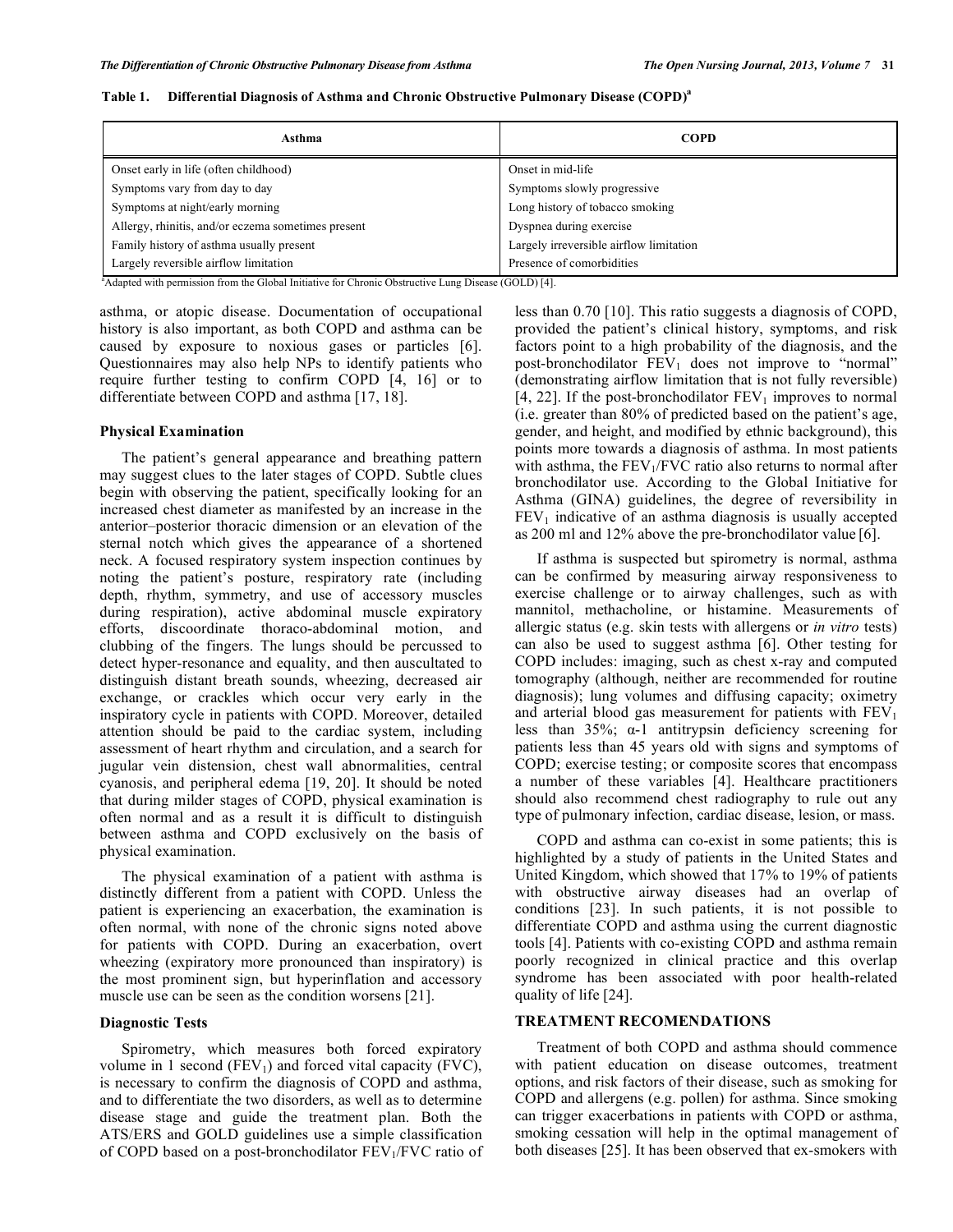**Table 1. Differential Diagnosis of Asthma and Chronic Obstructive Pulmonary Disease (COPD)[a]**

| Asthma | COPD |
|---|---|
| Onset early in life (often childhood) | Onset in mid-life |
| Symptoms vary from day to day | Symptoms slowly progressive |
| Symptoms at night/early morning | Long history of tobacco smoking |
| Allergy, rhinitis, and/or eczema sometimes present | Dyspnea during exercise |
| Family history of asthma usually present | Largely irreversible airflow limitation |
| Largely reversible airflow limitation | Presence of comorbidities |

[a]Adapted with permission from the Global Initiative for Chronic Obstructive Lung Disease (GOLD) [4].

asthma, or atopic disease. Documentation of occupational history is also important, as both COPD and asthma can be caused by exposure to noxious gases or particles [6]. Questionnaires may also help NPs to identify patients who require further testing to confirm COPD [4, 16] or to differentiate between COPD and asthma [17, 18].

### Physical Examination

The patient's general appearance and breathing pattern may suggest clues to the later stages of COPD. Subtle clues begin with observing the patient, specifically looking for an increased chest diameter as manifested by an increase in the anterior–posterior thoracic dimension or an elevation of the sternal notch which gives the appearance of a shortened neck. A focused respiratory system inspection continues by noting the patient's posture, respiratory rate (including depth, rhythm, symmetry, and use of accessory muscles during respiration), active abdominal muscle expiratory efforts, discoordinate thoraco-abdominal motion, and clubbing of the fingers. The lungs should be percussed to detect hyper-resonance and equality, and then auscultated to distinguish distant breath sounds, wheezing, decreased air exchange, or crackles which occur very early in the inspiratory cycle in patients with COPD. Moreover, detailed attention should be paid to the cardiac system, including assessment of heart rhythm and circulation, and a search for jugular vein distension, chest wall abnormalities, central cyanosis, and peripheral edema [19, 20]. It should be noted that during milder stages of COPD, physical examination is often normal and as a result it is difficult to distinguish between asthma and COPD exclusively on the basis of physical examination.

The physical examination of a patient with asthma is distinctly different from a patient with COPD. Unless the patient is experiencing an exacerbation, the examination is often normal, with none of the chronic signs noted above for patients with COPD. During an exacerbation, overt wheezing (expiratory more pronounced than inspiratory) is the most prominent sign, but hyperinflation and accessory muscle use can be seen as the condition worsens [21].

### Diagnostic Tests

Spirometry, which measures both forced expiratory volume in 1 second ($FEV_1$) and forced vital capacity (FVC), is necessary to confirm the diagnosis of COPD and asthma, and to differentiate the two disorders, as well as to determine disease stage and guide the treatment plan. Both the ATS/ERS and GOLD guidelines use a simple classification of COPD based on a post-bronchodilator $FEV_1$/FVC ratio of less than 0.70 [10]. This ratio suggests a diagnosis of COPD, provided the patient's clinical history, symptoms, and risk factors point to a high probability of the diagnosis, and the post-bronchodilator $FEV_1$ does not improve to "normal" (demonstrating airflow limitation that is not fully reversible) [4, 22]. If the post-bronchodilator $FEV_1$ improves to normal (i.e. greater than 80% of predicted based on the patient's age, gender, and height, and modified by ethnic background), this points more towards a diagnosis of asthma. In most patients with asthma, the $FEV_1$/FVC ratio also returns to normal after bronchodilator use. According to the Global Initiative for Asthma (GINA) guidelines, the degree of reversibility in $FEV_1$ indicative of an asthma diagnosis is usually accepted as 200 ml and 12% above the pre-bronchodilator value [6].

If asthma is suspected but spirometry is normal, asthma can be confirmed by measuring airway responsiveness to exercise challenge or to airway challenges, such as with mannitol, methacholine, or histamine. Measurements of allergic status (e.g. skin tests with allergens or *in vitro* tests) can also be used to suggest asthma [6]. Other testing for COPD includes: imaging, such as chest x-ray and computed tomography (although, neither are recommended for routine diagnosis); lung volumes and diffusing capacity; oximetry and arterial blood gas measurement for patients with $FEV_1$ less than 35%; α-1 antitrypsin deficiency screening for patients less than 45 years old with signs and symptoms of COPD; exercise testing; or composite scores that encompass a number of these variables [4]. Healthcare practitioners should also recommend chest radiography to rule out any type of pulmonary infection, cardiac disease, lesion, or mass.

COPD and asthma can co-exist in some patients; this is highlighted by a study of patients in the United States and United Kingdom, which showed that 17% to 19% of patients with obstructive airway diseases had an overlap of conditions [23]. In such patients, it is not possible to differentiate COPD and asthma using the current diagnostic tools [4]. Patients with co-existing COPD and asthma remain poorly recognized in clinical practice and this overlap syndrome has been associated with poor health-related quality of life [24].

## TREATMENT RECOMENDATIONS

Treatment of both COPD and asthma should commence with patient education on disease outcomes, treatment options, and risk factors of their disease, such as smoking for COPD and allergens (e.g. pollen) for asthma. Since smoking can trigger exacerbations in patients with COPD or asthma, smoking cessation will help in the optimal management of both diseases [25]. It has been observed that ex-smokers with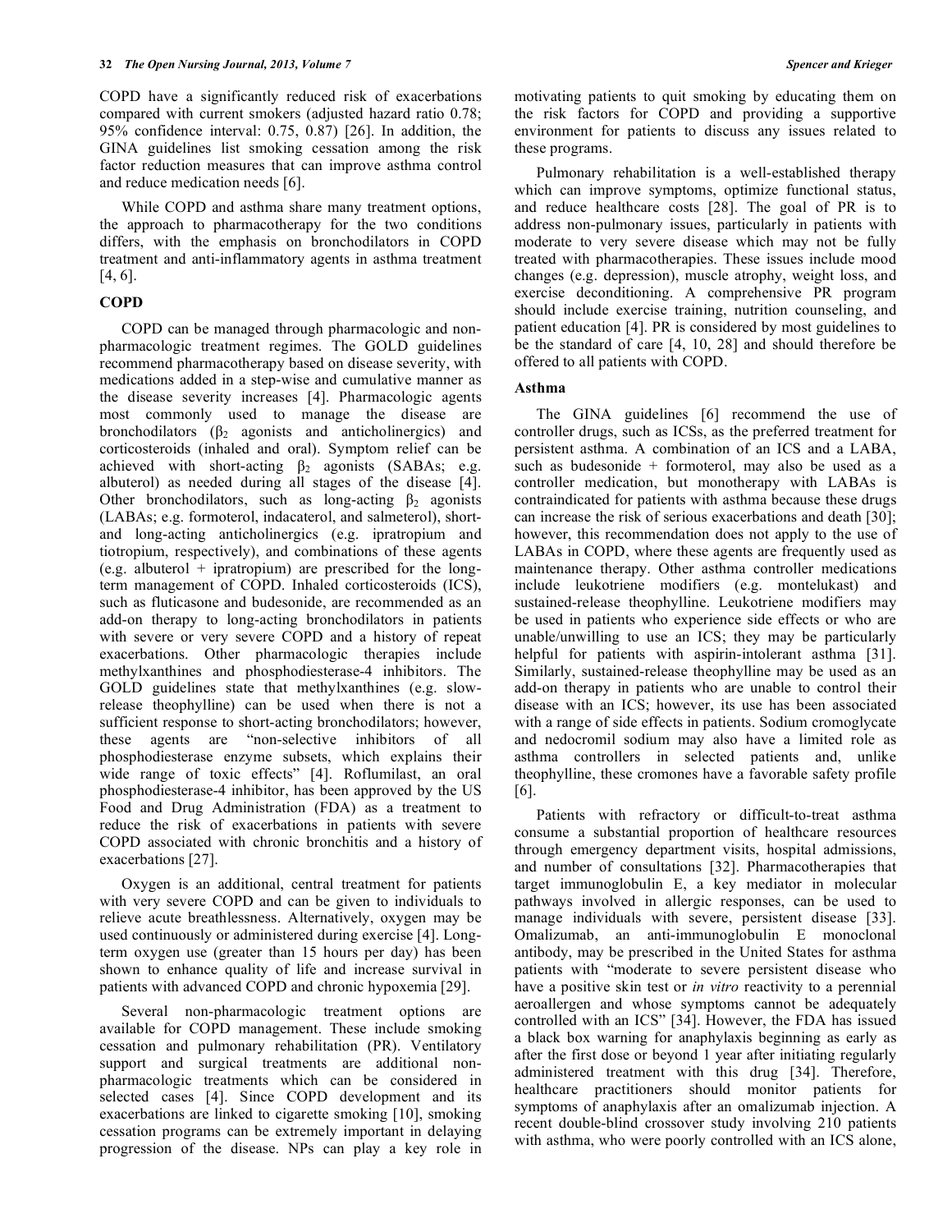COPD have a significantly reduced risk of exacerbations compared with current smokers (adjusted hazard ratio 0.78; 95% confidence interval: 0.75, 0.87) [26]. In addition, the GINA guidelines list smoking cessation among the risk factor reduction measures that can improve asthma control and reduce medication needs [6].

While COPD and asthma share many treatment options, the approach to pharmacotherapy for the two conditions differs, with the emphasis on bronchodilators in COPD treatment and anti-inflammatory agents in asthma treatment [4, 6].

### COPD

COPD can be managed through pharmacologic and non-pharmacologic treatment regimes. The GOLD guidelines recommend pharmacotherapy based on disease severity, with medications added in a step-wise and cumulative manner as the disease severity increases [4]. Pharmacologic agents most commonly used to manage the disease are bronchodilators ($\beta_2$ agonists and anticholinergics) and corticosteroids (inhaled and oral). Symptom relief can be achieved with short-acting $\beta_2$ agonists (SABAs; e.g. albuterol) as needed during all stages of the disease [4]. Other bronchodilators, such as long-acting $\beta_2$ agonists (LABAs; e.g. formoterol, indacaterol, and salmeterol), short- and long-acting anticholinergics (e.g. ipratropium and tiotropium, respectively), and combinations of these agents (e.g. albuterol + ipratropium) are prescribed for the long-term management of COPD. Inhaled corticosteroids (ICS), such as fluticasone and budesonide, are recommended as an add-on therapy to long-acting bronchodilators in patients with severe or very severe COPD and a history of repeat exacerbations. Other pharmacologic therapies include methylxanthines and phosphodiesterase-4 inhibitors. The GOLD guidelines state that methylxanthines (e.g. slow-release theophylline) can be used when there is not a sufficient response to short-acting bronchodilators; however, these agents are "non-selective inhibitors of all phosphodiesterase enzyme subsets, which explains their wide range of toxic effects" [4]. Roflumilast, an oral phosphodiesterase-4 inhibitor, has been approved by the US Food and Drug Administration (FDA) as a treatment to reduce the risk of exacerbations in patients with severe COPD associated with chronic bronchitis and a history of exacerbations [27].

Oxygen is an additional, central treatment for patients with very severe COPD and can be given to individuals to relieve acute breathlessness. Alternatively, oxygen may be used continuously or administered during exercise [4]. Long-term oxygen use (greater than 15 hours per day) has been shown to enhance quality of life and increase survival in patients with advanced COPD and chronic hypoxemia [29].

Several non-pharmacologic treatment options are available for COPD management. These include smoking cessation and pulmonary rehabilitation (PR). Ventilatory support and surgical treatments are additional non-pharmacologic treatments which can be considered in selected cases [4]. Since COPD development and its exacerbations are linked to cigarette smoking [10], smoking cessation programs can be extremely important in delaying progression of the disease. NPs can play a key role in motivating patients to quit smoking by educating them on the risk factors for COPD and providing a supportive environment for patients to discuss any issues related to these programs.

Pulmonary rehabilitation is a well-established therapy which can improve symptoms, optimize functional status, and reduce healthcare costs [28]. The goal of PR is to address non-pulmonary issues, particularly in patients with moderate to very severe disease which may not be fully treated with pharmacotherapies. These issues include mood changes (e.g. depression), muscle atrophy, weight loss, and exercise deconditioning. A comprehensive PR program should include exercise training, nutrition counseling, and patient education [4]. PR is considered by most guidelines to be the standard of care [4, 10, 28] and should therefore be offered to all patients with COPD.

### Asthma

The GINA guidelines [6] recommend the use of controller drugs, such as ICSs, as the preferred treatment for persistent asthma. A combination of an ICS and a LABA, such as budesonide + formoterol, may also be used as a controller medication, but monotherapy with LABAs is contraindicated for patients with asthma because these drugs can increase the risk of serious exacerbations and death [30]; however, this recommendation does not apply to the use of LABAs in COPD, where these agents are frequently used as maintenance therapy. Other asthma controller medications include leukotriene modifiers (e.g. montelukast) and sustained-release theophylline. Leukotriene modifiers may be used in patients who experience side effects or who are unable/unwilling to use an ICS; they may be particularly helpful for patients with aspirin-intolerant asthma [31]. Similarly, sustained-release theophylline may be used as an add-on therapy in patients who are unable to control their disease with an ICS; however, its use has been associated with a range of side effects in patients. Sodium cromoglycate and nedocromil sodium may also have a limited role as asthma controllers in selected patients and, unlike theophylline, these cromones have a favorable safety profile [6].

Patients with refractory or difficult-to-treat asthma consume a substantial proportion of healthcare resources through emergency department visits, hospital admissions, and number of consultations [32]. Pharmacotherapies that target immunoglobulin E, a key mediator in molecular pathways involved in allergic responses, can be used to manage individuals with severe, persistent disease [33]. Omalizumab, an anti-immunoglobulin E monoclonal antibody, may be prescribed in the United States for asthma patients with "moderate to severe persistent disease who have a positive skin test or *in vitro* reactivity to a perennial aeroallergen and whose symptoms cannot be adequately controlled with an ICS" [34]. However, the FDA has issued a black box warning for anaphylaxis beginning as early as after the first dose or beyond 1 year after initiating regularly administered treatment with this drug [34]. Therefore, healthcare practitioners should monitor patients for symptoms of anaphylaxis after an omalizumab injection. A recent double-blind crossover study involving 210 patients with asthma, who were poorly controlled with an ICS alone,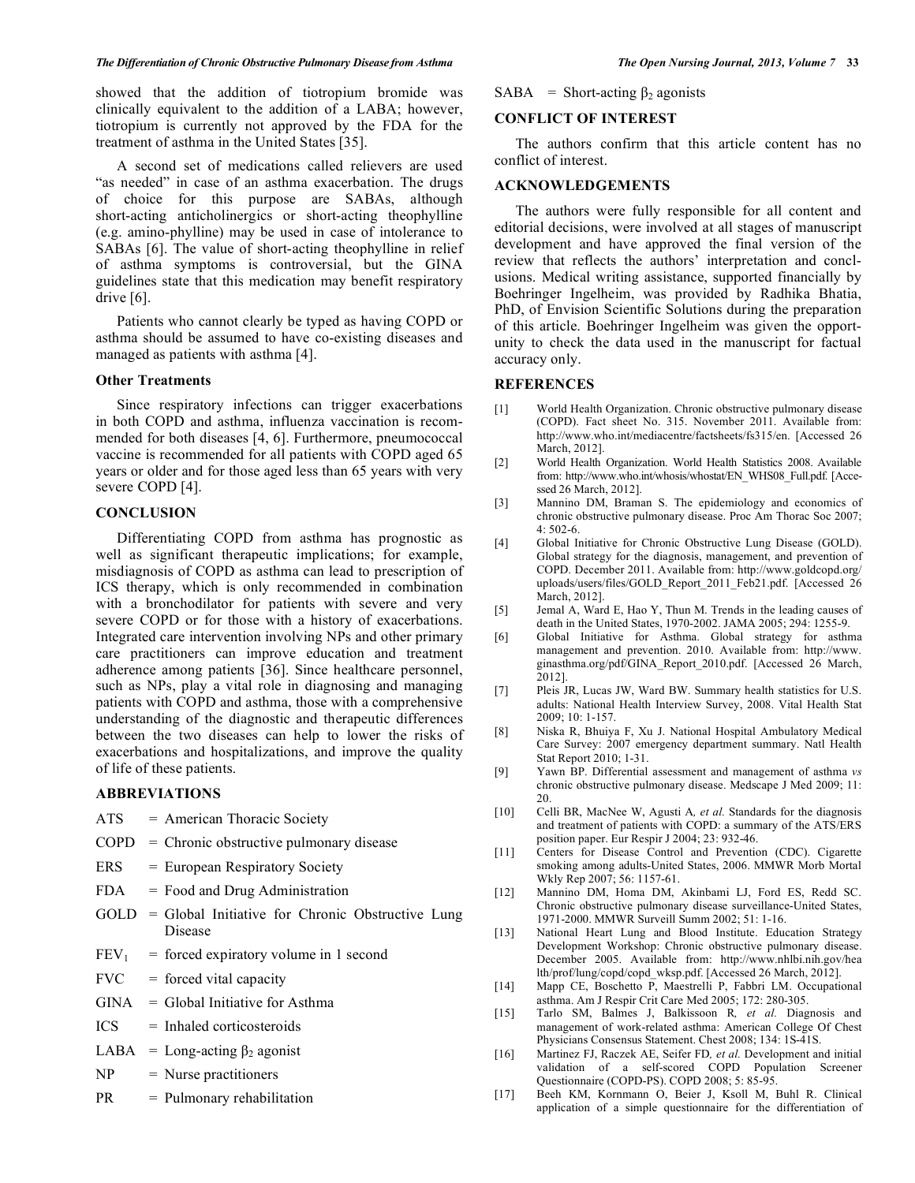showed that the addition of tiotropium bromide was clinically equivalent to the addition of a LABA; however, tiotropium is currently not approved by the FDA for the treatment of asthma in the United States [35].

A second set of medications called relievers are used "as needed" in case of an asthma exacerbation. The drugs of choice for this purpose are SABAs, although short-acting anticholinergics or short-acting theophylline (e.g. amino-phylline) may be used in case of intolerance to SABAs [6]. The value of short-acting theophylline in relief of asthma symptoms is controversial, but the GINA guidelines state that this medication may benefit respiratory drive [6].

Patients who cannot clearly be typed as having COPD or asthma should be assumed to have co-existing diseases and managed as patients with asthma [4].

### Other Treatments

Since respiratory infections can trigger exacerbations in both COPD and asthma, influenza vaccination is recommended for both diseases [4, 6]. Furthermore, pneumococcal vaccine is recommended for all patients with COPD aged 65 years or older and for those aged less than 65 years with very severe COPD [4].

## CONCLUSION

Differentiating COPD from asthma has prognostic as well as significant therapeutic implications; for example, misdiagnosis of COPD as asthma can lead to prescription of ICS therapy, which is only recommended in combination with a bronchodilator for patients with severe and very severe COPD or for those with a history of exacerbations. Integrated care intervention involving NPs and other primary care practitioners can improve education and treatment adherence among patients [36]. Since healthcare personnel, such as NPs, play a vital role in diagnosing and managing patients with COPD and asthma, those with a comprehensive understanding of the diagnostic and therapeutic differences between the two diseases can help to lower the risks of exacerbations and hospitalizations, and improve the quality of life of these patients.

## ABBREVIATIONS

ATS = American Thoracic Society

COPD = Chronic obstructive pulmonary disease

ERS = European Respiratory Society

FDA = Food and Drug Administration

GOLD = Global Initiative for Chronic Obstructive Lung Disease

$FEV_1$ = forced expiratory volume in 1 second

FVC = forced vital capacity

GINA = Global Initiative for Asthma

ICS = Inhaled corticosteroids

LABA = Long-acting $\beta_2$ agonist

NP = Nurse practitioners

PR = Pulmonary rehabilitation

SABA = Short-acting $\beta_2$ agonists

## CONFLICT OF INTEREST

The authors confirm that this article content has no conflict of interest.

## ACKNOWLEDGEMENTS

The authors were fully responsible for all content and editorial decisions, were involved at all stages of manuscript development and have approved the final version of the review that reflects the authors' interpretation and conclusions. Medical writing assistance, supported financially by Boehringer Ingelheim, was provided by Radhika Bhatia, PhD, of Envision Scientific Solutions during the preparation of this article. Boehringer Ingelheim was given the opportunity to check the data used in the manuscript for factual accuracy only.

## REFERENCES

[1] World Health Organization. Chronic obstructive pulmonary disease (COPD). Fact sheet No. 315. November 2011. Available from: http://www.who.int/mediacentre/factsheets/fs315/en. [Accessed 26 March, 2012].

[2] World Health Organization. World Health Statistics 2008. Available from: http://www.who.int/whosis/whostat/EN_WHS08_Full.pdf. [Accessed 26 March, 2012].

[3] Mannino DM, Braman S. The epidemiology and economics of chronic obstructive pulmonary disease. Proc Am Thorac Soc 2007; 4: 502-6.

[4] Global Initiative for Chronic Obstructive Lung Disease (GOLD). Global strategy for the diagnosis, management, and prevention of COPD. December 2011. Available from: http://www.goldcopd.org/uploads/users/files/GOLD_Report_2011_Feb21.pdf. [Accessed 26 March, 2012].

[5] Jemal A, Ward E, Hao Y, Thun M. Trends in the leading causes of death in the United States, 1970-2002. JAMA 2005; 294: 1255-9.

[6] Global Initiative for Asthma. Global strategy for asthma management and prevention. 2010. Available from: http://www.ginasthma.org/pdf/GINA_Report_2010.pdf. [Accessed 26 March, 2012].

[7] Pleis JR, Lucas JW, Ward BW. Summary health statistics for U.S. adults: National Health Interview Survey, 2008. Vital Health Stat 2009; 10: 1-157.

[8] Niska R, Bhuiya F, Xu J. National Hospital Ambulatory Medical Care Survey: 2007 emergency department summary. Natl Health Stat Report 2010; 1-31.

[9] Yawn BP. Differential assessment and management of asthma *vs* chronic obstructive pulmonary disease. Medscape J Med 2009; 11: 20.

[10] Celli BR, MacNee W, Agusti A*, et al.* Standards for the diagnosis and treatment of patients with COPD: a summary of the ATS/ERS position paper. Eur Respir J 2004; 23: 932-46.

[11] Centers for Disease Control and Prevention (CDC). Cigarette smoking among adults-United States, 2006. MMWR Morb Mortal Wkly Rep 2007; 56: 1157-61.

[12] Mannino DM, Homa DM, Akinbami LJ, Ford ES, Redd SC. Chronic obstructive pulmonary disease surveillance-United States, 1971-2000. MMWR Surveill Summ 2002; 51: 1-16.

[13] National Heart Lung and Blood Institute. Education Strategy Development Workshop: Chronic obstructive pulmonary disease. December 2005. Available from: http://www.nhlbi.nih.gov/health/prof/lung/copd/copd_wksp.pdf. [Accessed 26 March, 2012].

[14] Mapp CE, Boschetto P, Maestrelli P, Fabbri LM. Occupational asthma. Am J Respir Crit Care Med 2005; 172: 280-305.

[15] Tarlo SM, Balmes J, Balkissoon R*, et al.* Diagnosis and management of work-related asthma: American College Of Chest Physicians Consensus Statement. Chest 2008; 134: 1S-41S.

[16] Martinez FJ, Raczek AE, Seifer FD*, et al.* Development and initial validation of a self-scored COPD Population Screener Questionnaire (COPD-PS). COPD 2008; 5: 85-95.

[17] Beeh KM, Kornmann O, Beier J, Ksoll M, Buhl R. Clinical application of a simple questionnaire for the differentiation of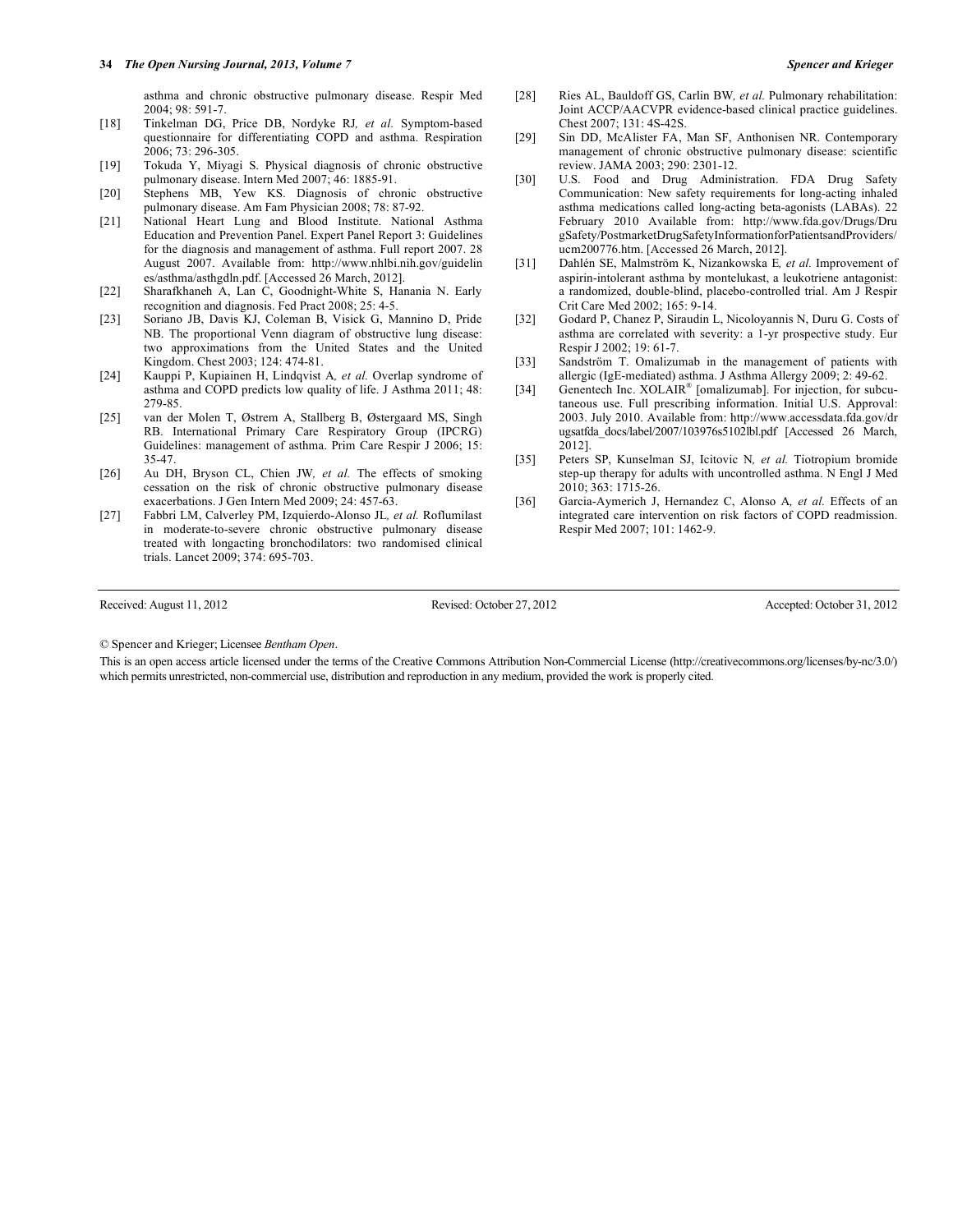asthma and chronic obstructive pulmonary disease. Respir Med 2004; 98: 591-7.

[18] Tinkelman DG, Price DB, Nordyke RJ, *et al.* Symptom-based questionnaire for differentiating COPD and asthma. Respiration 2006; 73: 296-305.

[19] Tokuda Y, Miyagi S. Physical diagnosis of chronic obstructive pulmonary disease. Intern Med 2007; 46: 1885-91.

[20] Stephens MB, Yew KS. Diagnosis of chronic obstructive pulmonary disease. Am Fam Physician 2008; 78: 87-92.

[21] National Heart Lung and Blood Institute. National Asthma Education and Prevention Panel. Expert Panel Report 3: Guidelines for the diagnosis and management of asthma. Full report 2007. 28 August 2007. Available from: http://www.nhlbi.nih.gov/guidelines/asthma/asthgdln.pdf. [Accessed 26 March, 2012].

[22] Sharafkhaneh A, Lan C, Goodnight-White S, Hanania N. Early recognition and diagnosis. Fed Pract 2008; 25: 4-5.

[23] Soriano JB, Davis KJ, Coleman B, Visick G, Mannino D, Pride NB. The proportional Venn diagram of obstructive lung disease: two approximations from the United States and the United Kingdom. Chest 2003; 124: 474-81.

[24] Kauppi P, Kupiainen H, Lindqvist A, *et al.* Overlap syndrome of asthma and COPD predicts low quality of life. J Asthma 2011; 48: 279-85.

[25] van der Molen T, Østrem A, Stallberg B, Østergaard MS, Singh RB. International Primary Care Respiratory Group (IPCRG) Guidelines: management of asthma. Prim Care Respir J 2006; 15: 35-47.

[26] Au DH, Bryson CL, Chien JW, *et al.* The effects of smoking cessation on the risk of chronic obstructive pulmonary disease exacerbations. J Gen Intern Med 2009; 24: 457-63.

[27] Fabbri LM, Calverley PM, Izquierdo-Alonso JL, *et al.* Roflumilast in moderate-to-severe chronic obstructive pulmonary disease treated with longacting bronchodilators: two randomised clinical trials. Lancet 2009; 374: 695-703.

[28] Ries AL, Bauldoff GS, Carlin BW, *et al.* Pulmonary rehabilitation: Joint ACCP/AACVPR evidence-based clinical practice guidelines. Chest 2007; 131: 4S-42S.

[29] Sin DD, McAlister FA, Man SF, Anthonisen NR. Contemporary management of chronic obstructive pulmonary disease: scientific review. JAMA 2003; 290: 2301-12.

[30] U.S. Food and Drug Administration. FDA Drug Safety Communication: New safety requirements for long-acting inhaled asthma medications called long-acting beta-agonists (LABAs). 22 February 2010 Available from: http://www.fda.gov/Drugs/DrugSafety/PostmarketDrugSafetyInformationforPatientsandProviders/ucm200776.htm. [Accessed 26 March, 2012].

[31] Dahlén SE, Malmström K, Nizankowska E, *et al.* Improvement of aspirin-intolerant asthma by montelukast, a leukotriene antagonist: a randomized, double-blind, placebo-controlled trial. Am J Respir Crit Care Med 2002; 165: 9-14.

[32] Godard P, Chanez P, Siraudin L, Nicoloyannis N, Duru G. Costs of asthma are correlated with severity: a 1-yr prospective study. Eur Respir J 2002; 19: 61-7.

[33] Sandström T. Omalizumab in the management of patients with allergic (IgE-mediated) asthma. J Asthma Allergy 2009; 2: 49-62.

[34] Genentech Inc. XOLAIR® [omalizumab]. For injection, for subcutaneous use. Full prescribing information. Initial U.S. Approval: 2003. July 2010. Available from: http://www.accessdata.fda.gov/drugsatfda_docs/label/2007/103976s5102lbl.pdf [Accessed 26 March, 2012].

[35] Peters SP, Kunselman SJ, Icitovic N, *et al.* Tiotropium bromide step-up therapy for adults with uncontrolled asthma. N Engl J Med 2010; 363: 1715-26.

[36] Garcia-Aymerich J, Hernandez C, Alonso A, *et al.* Effects of an integrated care intervention on risk factors of COPD readmission. Respir Med 2007; 101: 1462-9.

---

Received: August 11, 2012 Revised: October 27, 2012 Accepted: October 31, 2012

© Spencer and Krieger; Licensee *Bentham Open*.

This is an open access article licensed under the terms of the Creative Commons Attribution Non-Commercial License (http://creativecommons.org/licenses/by-nc/3.0/) which permits unrestricted, non-commercial use, distribution and reproduction in any medium, provided the work is properly cited.